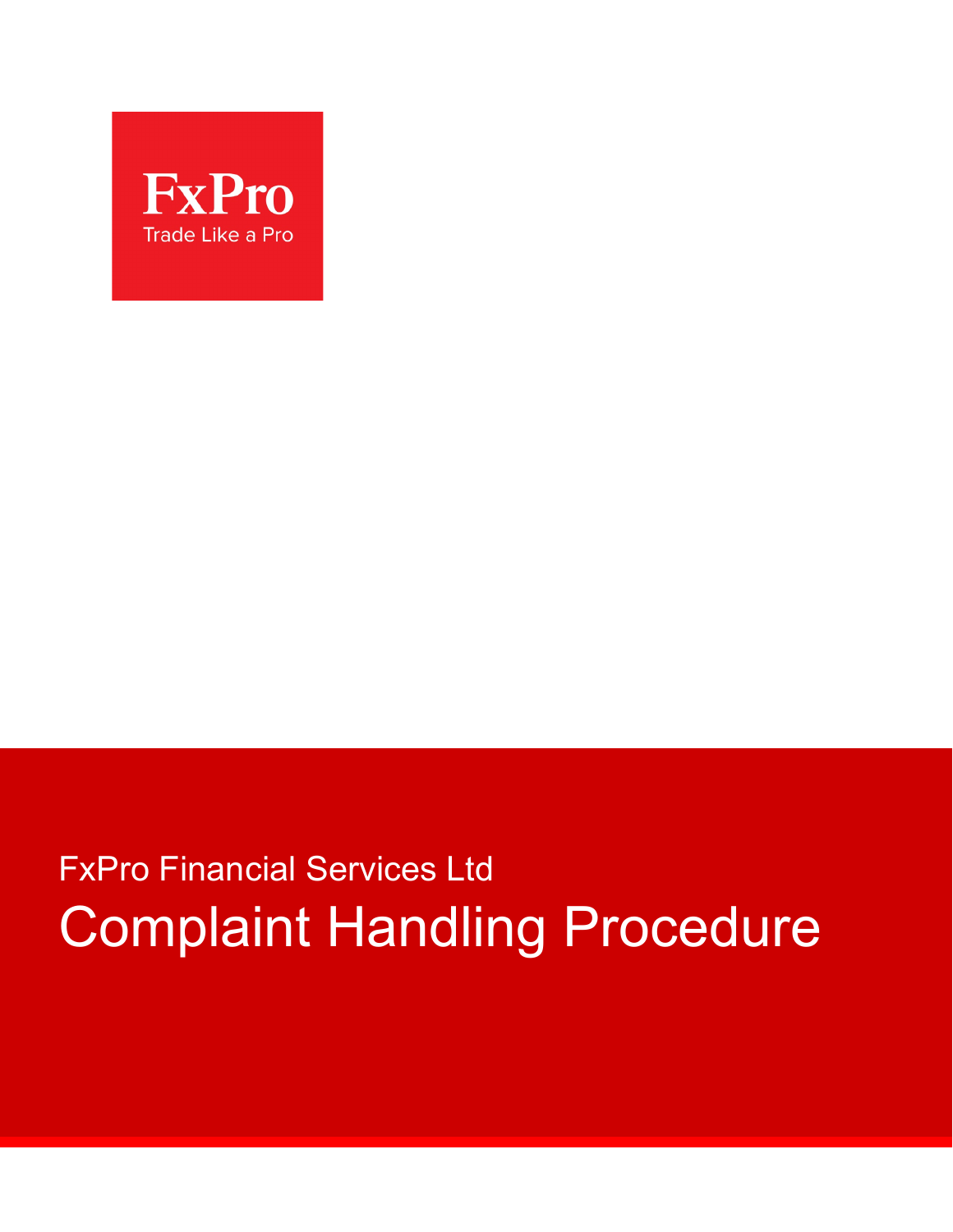FxPro

Trade Like a Pro

FxPro Financial Services Ltd

# Complaint Handling Procedure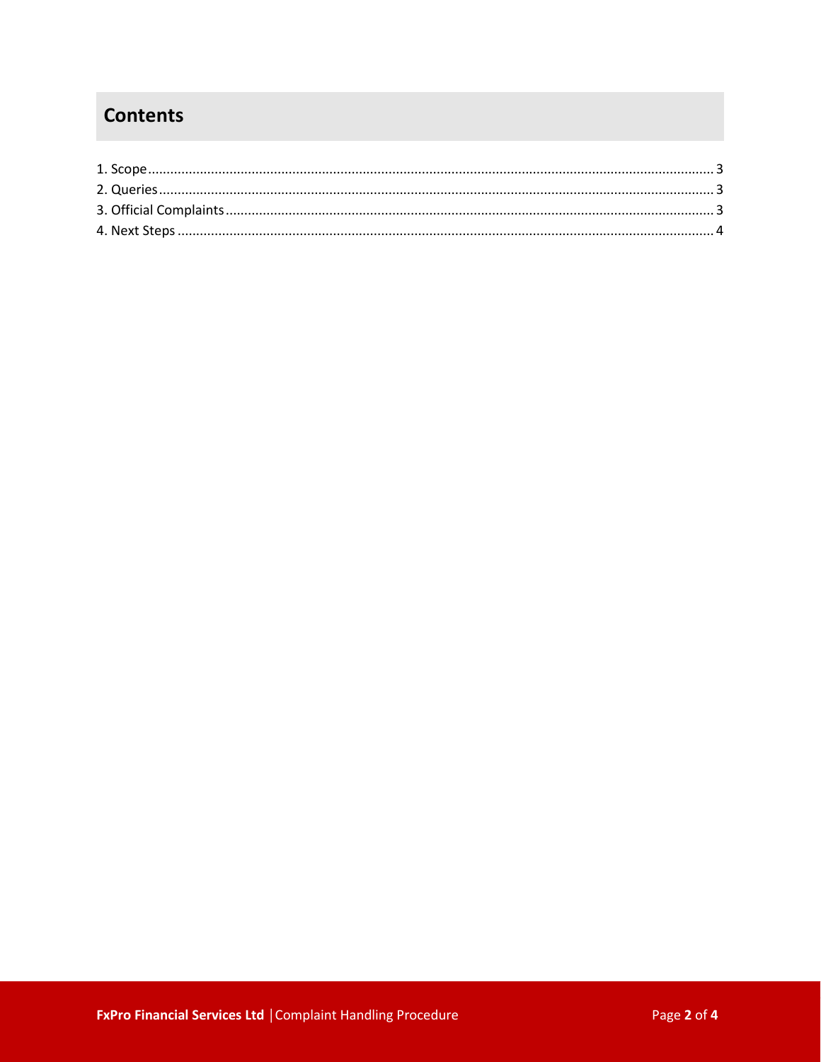## Contents

1. Scope ..... 3
2. Queries ..... 3
3. Official Complaints ..... 3
4. Next Steps ..... 4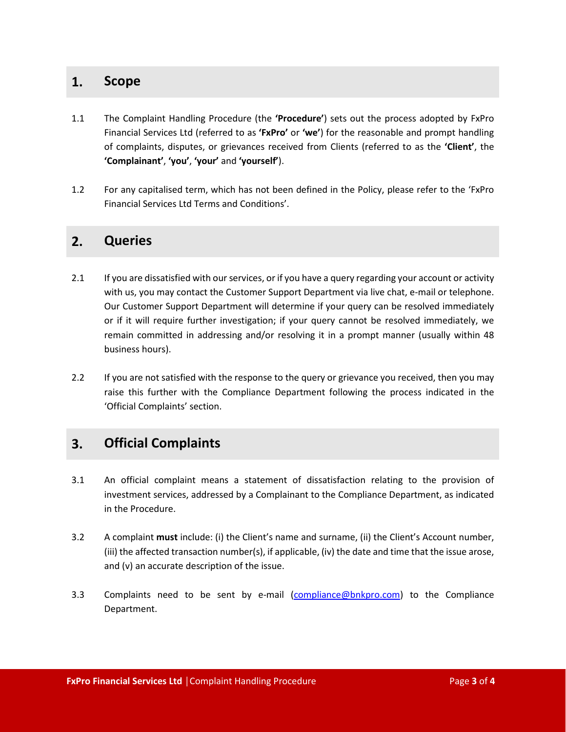## 1. Scope

1.1 The Complaint Handling Procedure (the **'Procedure'**) sets out the process adopted by FxPro Financial Services Ltd (referred to as **'FxPro'** or **'we'**) for the reasonable and prompt handling of complaints, disputes, or grievances received from Clients (referred to as the **'Client'**, the **'Complainant'**, **'you'**, **'your'** and **'yourself'**).

1.2 For any capitalised term, which has not been defined in the Policy, please refer to the 'FxPro Financial Services Ltd Terms and Conditions'.

## 2. Queries

2.1 If you are dissatisfied with our services, or if you have a query regarding your account or activity with us, you may contact the Customer Support Department via live chat, e-mail or telephone. Our Customer Support Department will determine if your query can be resolved immediately or if it will require further investigation; if your query cannot be resolved immediately, we remain committed in addressing and/or resolving it in a prompt manner (usually within 48 business hours).

2.2 If you are not satisfied with the response to the query or grievance you received, then you may raise this further with the Compliance Department following the process indicated in the 'Official Complaints' section.

## 3. Official Complaints

3.1 An official complaint means a statement of dissatisfaction relating to the provision of investment services, addressed by a Complainant to the Compliance Department, as indicated in the Procedure.

3.2 A complaint **must** include: (i) the Client's name and surname, (ii) the Client's Account number, (iii) the affected transaction number(s), if applicable, (iv) the date and time that the issue arose, and (v) an accurate description of the issue.

3.3 Complaints need to be sent by e-mail ([compliance@bnkpro.com](mailto:compliance@bnkpro.com)) to the Compliance Department.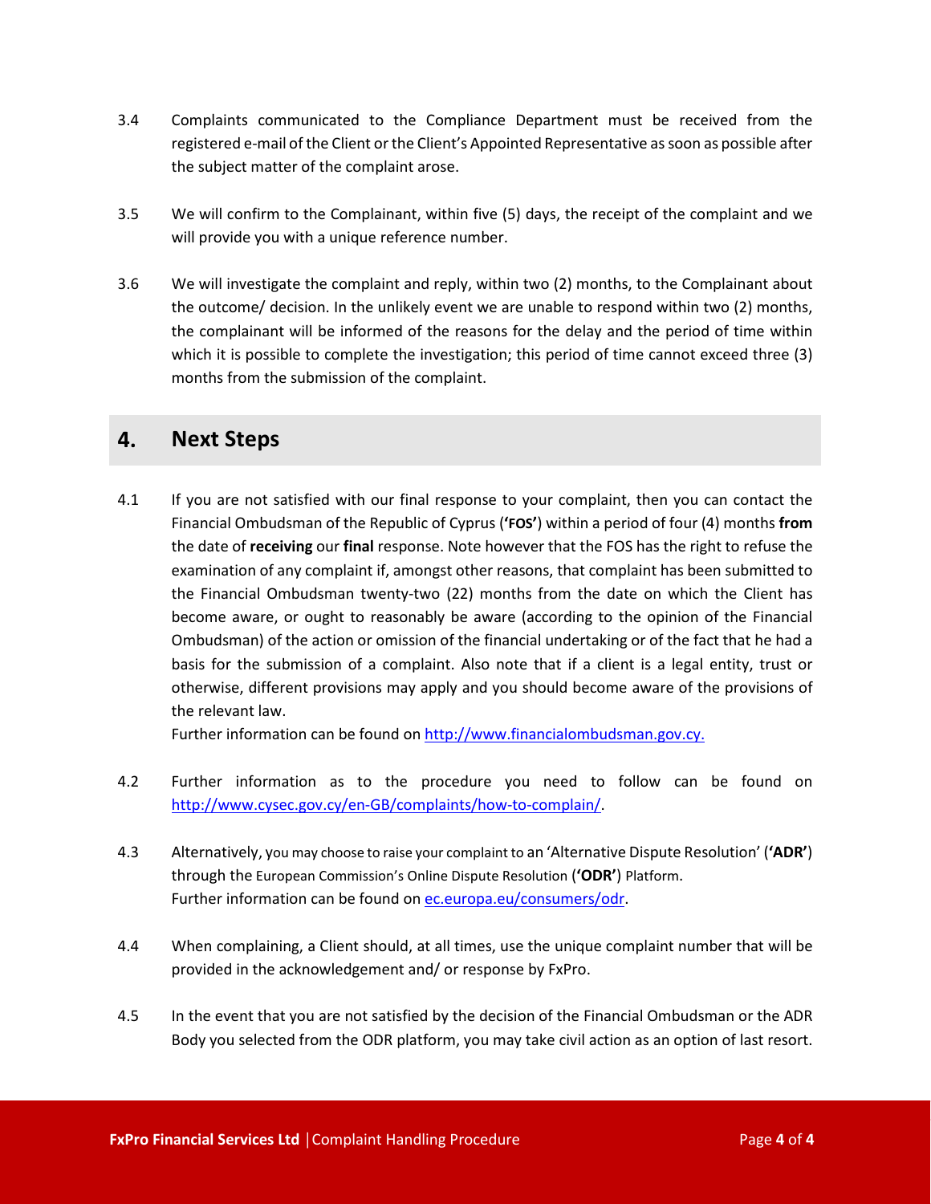3.4 Complaints communicated to the Compliance Department must be received from the registered e-mail of the Client or the Client's Appointed Representative as soon as possible after the subject matter of the complaint arose.

3.5 We will confirm to the Complainant, within five (5) days, the receipt of the complaint and we will provide you with a unique reference number.

3.6 We will investigate the complaint and reply, within two (2) months, to the Complainant about the outcome/ decision. In the unlikely event we are unable to respond within two (2) months, the complainant will be informed of the reasons for the delay and the period of time within which it is possible to complete the investigation; this period of time cannot exceed three (3) months from the submission of the complaint.

## 4. Next Steps

4.1 If you are not satisfied with our final response to your complaint, then you can contact the Financial Ombudsman of the Republic of Cyprus (**'FOS'**) within a period of four (4) months **from** the date of **receiving** our **final** response. Note however that the FOS has the right to refuse the examination of any complaint if, amongst other reasons, that complaint has been submitted to the Financial Ombudsman twenty-two (22) months from the date on which the Client has become aware, or ought to reasonably be aware (according to the opinion of the Financial Ombudsman) of the action or omission of the financial undertaking or of the fact that he had a basis for the submission of a complaint. Also note that if a client is a legal entity, trust or otherwise, different provisions may apply and you should become aware of the provisions of the relevant law.
Further information can be found on http://www.financialombudsman.gov.cy.

4.2 Further information as to the procedure you need to follow can be found on http://www.cysec.gov.cy/en-GB/complaints/how-to-complain/.

4.3 Alternatively, you may choose to raise your complaint to an 'Alternative Dispute Resolution' (**'ADR'**) through the European Commission's Online Dispute Resolution (**'ODR'**) Platform.
Further information can be found on ec.europa.eu/consumers/odr.

4.4 When complaining, a Client should, at all times, use the unique complaint number that will be provided in the acknowledgement and/ or response by FxPro.

4.5 In the event that you are not satisfied by the decision of the Financial Ombudsman or the ADR Body you selected from the ODR platform, you may take civil action as an option of last resort.